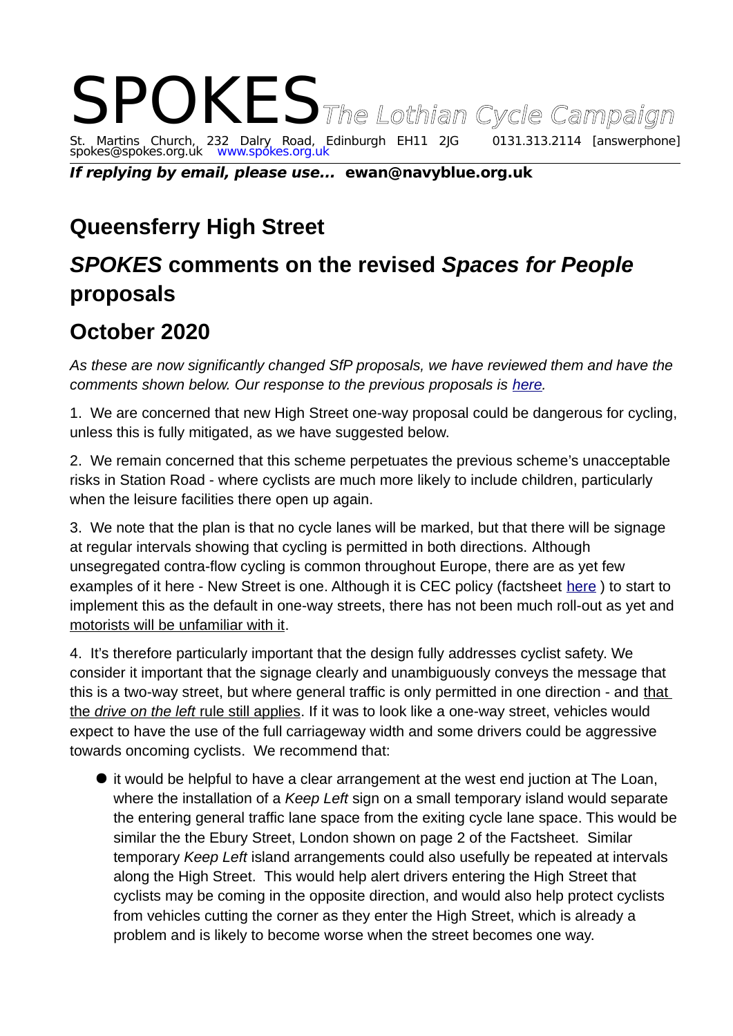# SPOKES *The Lothian Cycle Campaign*

St. Martins Church, 232 Dalry Road, Edinburgh EH11 2JG 0131.313.2114 [answerphone]
spokes@spokes.org.uk www.spokes.org.uk

***If replying by email, please use...* ewan@navyblue.org.uk**

## Queensferry High Street

## *SPOKES* comments on the revised *Spaces for People* proposals

## October 2020

*As these are now significantly changed SfP proposals, we have reviewed them and have the comments shown below. Our response to the previous proposals is here.*

1. We are concerned that new High Street one-way proposal could be dangerous for cycling, unless this is fully mitigated, as we have suggested below.

2. We remain concerned that this scheme perpetuates the previous scheme's unacceptable risks in Station Road - where cyclists are much more likely to include children, particularly when the leisure facilities there open up again.

3. We note that the plan is that no cycle lanes will be marked, but that there will be signage at regular intervals showing that cycling is permitted in both directions. Although unsegregated contra-flow cycling is common throughout Europe, there are as yet few examples of it here - New Street is one. Although it is CEC policy (factsheet here ) to start to implement this as the default in one-way streets, there has not been much roll-out as yet and motorists will be unfamiliar with it.

4. It's therefore particularly important that the design fully addresses cyclist safety. We consider it important that the signage clearly and unambiguously conveys the message that this is a two-way street, but where general traffic is only permitted in one direction - and that the *drive on the left* rule still applies. If it was to look like a one-way street, vehicles would expect to have the use of the full carriageway width and some drivers could be aggressive towards oncoming cyclists. We recommend that:

- it would be helpful to have a clear arrangement at the west end juction at The Loan, where the installation of a *Keep Left* sign on a small temporary island would separate the entering general traffic lane space from the exiting cycle lane space. This would be similar the the Ebury Street, London shown on page 2 of the Factsheet. Similar temporary *Keep Left* island arrangements could also usefully be repeated at intervals along the High Street. This would help alert drivers entering the High Street that cyclists may be coming in the opposite direction, and would also help protect cyclists from vehicles cutting the corner as they enter the High Street, which is already a problem and is likely to become worse when the street becomes one way.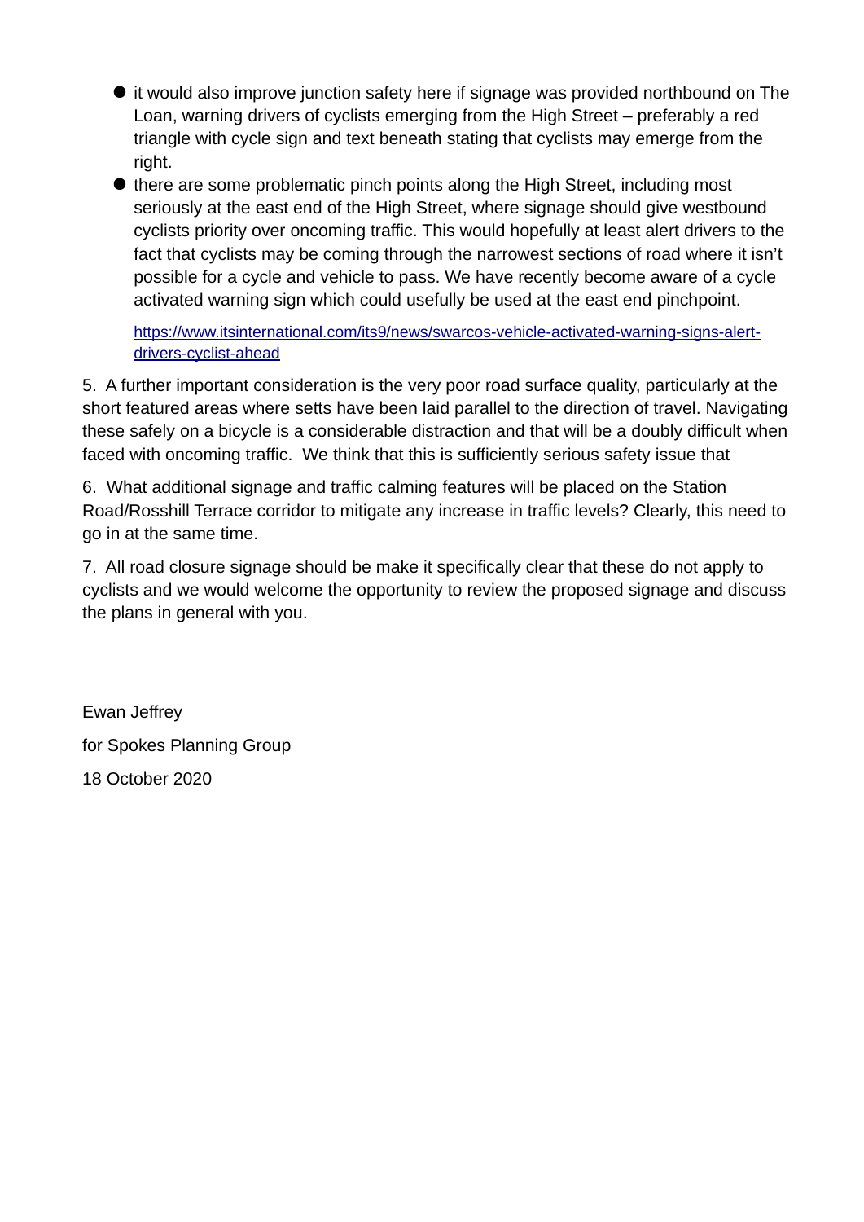- it would also improve junction safety here if signage was provided northbound on The Loan, warning drivers of cyclists emerging from the High Street – preferably a red triangle with cycle sign and text beneath stating that cyclists may emerge from the right.
- there are some problematic pinch points along the High Street, including most seriously at the east end of the High Street, where signage should give westbound cyclists priority over oncoming traffic. This would hopefully at least alert drivers to the fact that cyclists may be coming through the narrowest sections of road where it isn't possible for a cycle and vehicle to pass. We have recently become aware of a cycle activated warning sign which could usefully be used at the east end pinchpoint.

  https://www.itsinternational.com/its9/news/swarcos-vehicle-activated-warning-signs-alert-drivers-cyclist-ahead

5. A further important consideration is the very poor road surface quality, particularly at the short featured areas where setts have been laid parallel to the direction of travel. Navigating these safely on a bicycle is a considerable distraction and that will be a doubly difficult when faced with oncoming traffic. We think that this is sufficiently serious safety issue that

6. What additional signage and traffic calming features will be placed on the Station Road/Rosshill Terrace corridor to mitigate any increase in traffic levels? Clearly, this need to go in at the same time.

7. All road closure signage should be make it specifically clear that these do not apply to cyclists and we would welcome the opportunity to review the proposed signage and discuss the plans in general with you.

Ewan Jeffrey

for Spokes Planning Group

18 October 2020